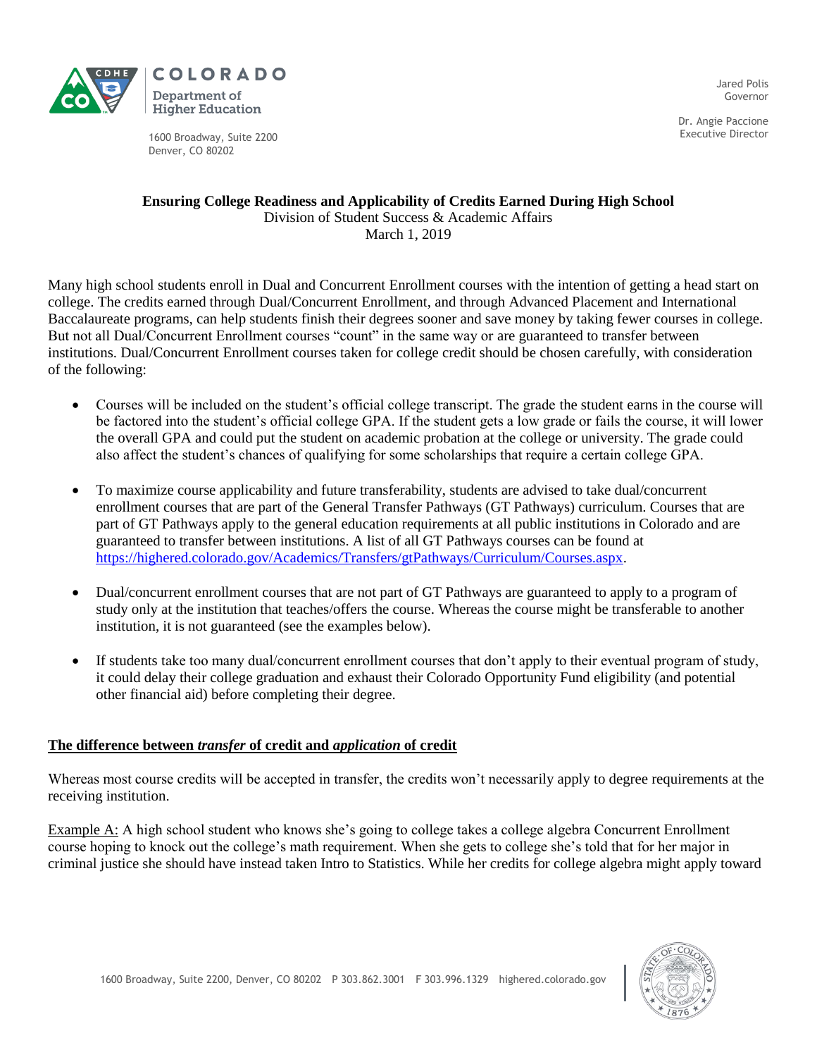COLORADO
Department of Higher Education

1600 Broadway, Suite 2200
Denver, CO 80202

Jared Polis
Governor

Dr. Angie Paccione
Executive Director

# Ensuring College Readiness and Applicability of Credits Earned During High School

Division of Student Success & Academic Affairs
March 1, 2019

Many high school students enroll in Dual and Concurrent Enrollment courses with the intention of getting a head start on college. The credits earned through Dual/Concurrent Enrollment, and through Advanced Placement and International Baccalaureate programs, can help students finish their degrees sooner and save money by taking fewer courses in college. But not all Dual/Concurrent Enrollment courses "count" in the same way or are guaranteed to transfer between institutions. Dual/Concurrent Enrollment courses taken for college credit should be chosen carefully, with consideration of the following:

- Courses will be included on the student's official college transcript. The grade the student earns in the course will be factored into the student's official college GPA. If the student gets a low grade or fails the course, it will lower the overall GPA and could put the student on academic probation at the college or university. The grade could also affect the student's chances of qualifying for some scholarships that require a certain college GPA.
- To maximize course applicability and future transferability, students are advised to take dual/concurrent enrollment courses that are part of the General Transfer Pathways (GT Pathways) curriculum. Courses that are part of GT Pathways apply to the general education requirements at all public institutions in Colorado and are guaranteed to transfer between institutions. A list of all GT Pathways courses can be found at [https://highered.colorado.gov/Academics/Transfers/gtPathways/Curriculum/Courses.aspx](https://highered.colorado.gov/Academics/Transfers/gtPathways/Curriculum/Courses.aspx).
- Dual/concurrent enrollment courses that are not part of GT Pathways are guaranteed to apply to a program of study only at the institution that teaches/offers the course. Whereas the course might be transferable to another institution, it is not guaranteed (see the examples below).
- If students take too many dual/concurrent enrollment courses that don't apply to their eventual program of study, it could delay their college graduation and exhaust their Colorado Opportunity Fund eligibility (and potential other financial aid) before completing their degree.

## The difference between *transfer* of credit and *application* of credit

Whereas most course credits will be accepted in transfer, the credits won't necessarily apply to degree requirements at the receiving institution.

Example A: A high school student who knows she's going to college takes a college algebra Concurrent Enrollment course hoping to knock out the college's math requirement. When she gets to college she's told that for her major in criminal justice she should have instead taken Intro to Statistics. While her credits for college algebra might apply toward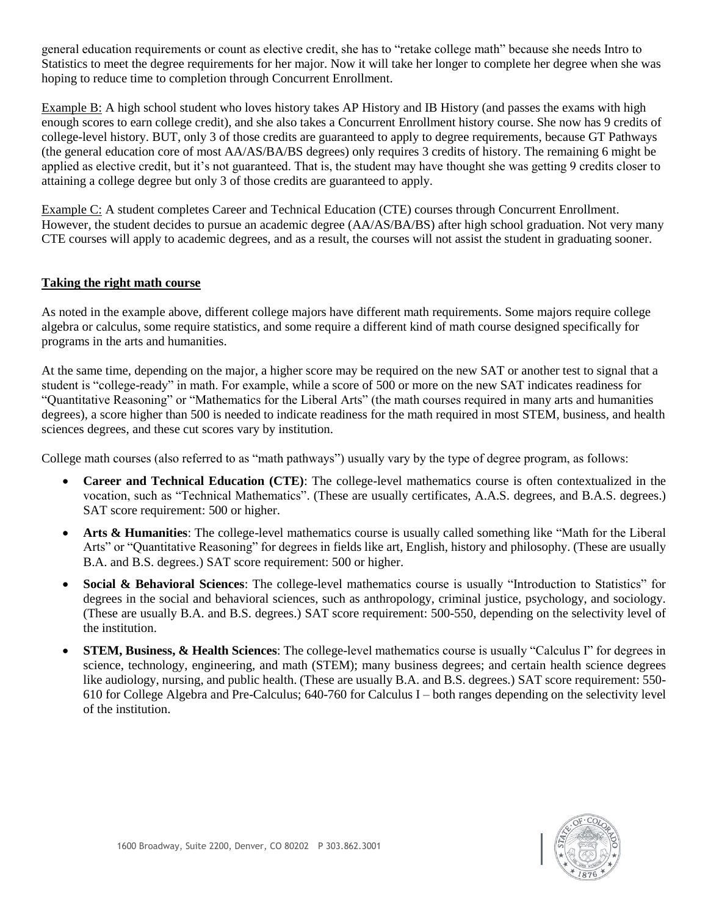general education requirements or count as elective credit, she has to "retake college math" because she needs Intro to Statistics to meet the degree requirements for her major. Now it will take her longer to complete her degree when she was hoping to reduce time to completion through Concurrent Enrollment.

<u>Example B:</u> A high school student who loves history takes AP History and IB History (and passes the exams with high enough scores to earn college credit), and she also takes a Concurrent Enrollment history course. She now has 9 credits of college-level history. BUT, only 3 of those credits are guaranteed to apply to degree requirements, because GT Pathways (the general education core of most AA/AS/BA/BS degrees) only requires 3 credits of history. The remaining 6 might be applied as elective credit, but it's not guaranteed. That is, the student may have thought she was getting 9 credits closer to attaining a college degree but only 3 of those credits are guaranteed to apply.

<u>Example C:</u> A student completes Career and Technical Education (CTE) courses through Concurrent Enrollment. However, the student decides to pursue an academic degree (AA/AS/BA/BS) after high school graduation. Not very many CTE courses will apply to academic degrees, and as a result, the courses will not assist the student in graduating sooner.

**<u>Taking the right math course</u>**

As noted in the example above, different college majors have different math requirements. Some majors require college algebra or calculus, some require statistics, and some require a different kind of math course designed specifically for programs in the arts and humanities.

At the same time, depending on the major, a higher score may be required on the new SAT or another test to signal that a student is "college-ready" in math. For example, while a score of 500 or more on the new SAT indicates readiness for "Quantitative Reasoning" or "Mathematics for the Liberal Arts" (the math courses required in many arts and humanities degrees), a score higher than 500 is needed to indicate readiness for the math required in most STEM, business, and health sciences degrees, and these cut scores vary by institution.

College math courses (also referred to as "math pathways") usually vary by the type of degree program, as follows:

- **Career and Technical Education (CTE)**: The college-level mathematics course is often contextualized in the vocation, such as "Technical Mathematics". (These are usually certificates, A.A.S. degrees, and B.A.S. degrees.) SAT score requirement: 500 or higher.
- **Arts & Humanities**: The college-level mathematics course is usually called something like "Math for the Liberal Arts" or "Quantitative Reasoning" for degrees in fields like art, English, history and philosophy. (These are usually B.A. and B.S. degrees.) SAT score requirement: 500 or higher.
- **Social & Behavioral Sciences**: The college-level mathematics course is usually "Introduction to Statistics" for degrees in the social and behavioral sciences, such as anthropology, criminal justice, psychology, and sociology. (These are usually B.A. and B.S. degrees.) SAT score requirement: 500-550, depending on the selectivity level of the institution.
- **STEM, Business, & Health Sciences**: The college-level mathematics course is usually "Calculus I" for degrees in science, technology, engineering, and math (STEM); many business degrees; and certain health science degrees like audiology, nursing, and public health. (These are usually B.A. and B.S. degrees.) SAT score requirement: 550-610 for College Algebra and Pre-Calculus; 640-760 for Calculus I – both ranges depending on the selectivity level of the institution.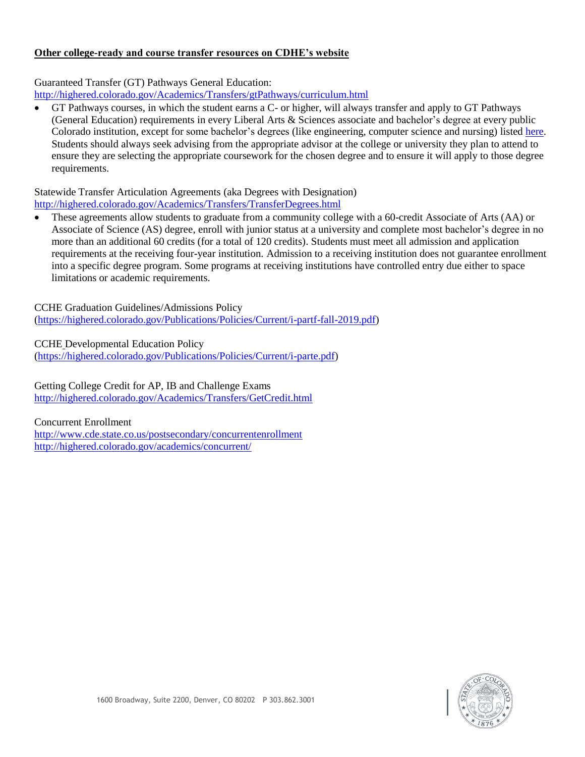**Other college-ready and course transfer resources on CDHE's website**

Guaranteed Transfer (GT) Pathways General Education:
http://highered.colorado.gov/Academics/Transfers/gtPathways/curriculum.html

- GT Pathways courses, in which the student earns a C- or higher, will always transfer and apply to GT Pathways (General Education) requirements in every Liberal Arts & Sciences associate and bachelor's degree at every public Colorado institution, except for some bachelor's degrees (like engineering, computer science and nursing) listed here. Students should always seek advising from the appropriate advisor at the college or university they plan to attend to ensure they are selecting the appropriate coursework for the chosen degree and to ensure it will apply to those degree requirements.

Statewide Transfer Articulation Agreements (aka Degrees with Designation)
http://highered.colorado.gov/Academics/Transfers/TransferDegrees.html

- These agreements allow students to graduate from a community college with a 60-credit Associate of Arts (AA) or Associate of Science (AS) degree, enroll with junior status at a university and complete most bachelor's degree in no more than an additional 60 credits (for a total of 120 credits). Students must meet all admission and application requirements at the receiving four-year institution. Admission to a receiving institution does not guarantee enrollment into a specific degree program. Some programs at receiving institutions have controlled entry due either to space limitations or academic requirements.

CCHE Graduation Guidelines/Admissions Policy
(https://highered.colorado.gov/Publications/Policies/Current/i-partf-fall-2019.pdf)

CCHE Developmental Education Policy
(https://highered.colorado.gov/Publications/Policies/Current/i-parte.pdf)

Getting College Credit for AP, IB and Challenge Exams
http://highered.colorado.gov/Academics/Transfers/GetCredit.html

Concurrent Enrollment
http://www.cde.state.co.us/postsecondary/concurrentenrollment
http://highered.colorado.gov/academics/concurrent/